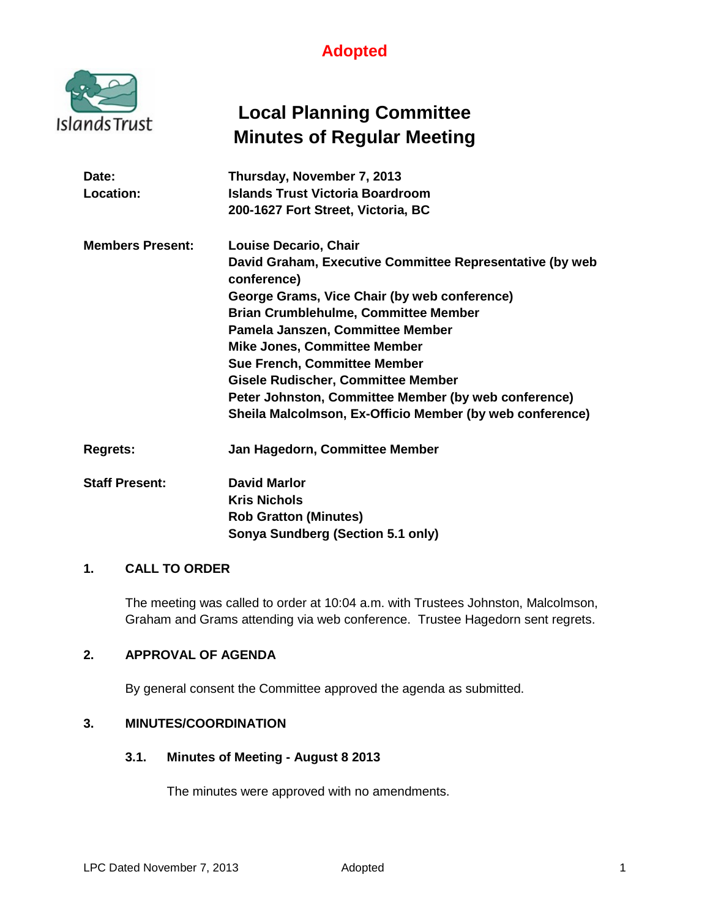**Adopted**

Islands Trust

# Local Planning Committee
# Minutes of Regular Meeting

| | |
|---|---|
| **Date:** | **Thursday, November 7, 2013** |
| **Location:** | **Islands Trust Victoria Boardroom**<br>**200-1627 Fort Street, Victoria, BC** |
| **Members Present:** | **Louise Decario, Chair**<br>**David Graham, Executive Committee Representative (by web conference)**<br>**George Grams, Vice Chair (by web conference)**<br>**Brian Crumblehulme, Committee Member**<br>**Pamela Janszen, Committee Member**<br>**Mike Jones, Committee Member**<br>**Sue French, Committee Member**<br>**Gisele Rudischer, Committee Member**<br>**Peter Johnston, Committee Member (by web conference)**<br>**Sheila Malcolmson, Ex-Officio Member (by web conference)** |
| **Regrets:** | **Jan Hagedorn, Committee Member** |
| **Staff Present:** | **David Marlor**<br>**Kris Nichols**<br>**Rob Gratton (Minutes)**<br>**Sonya Sundberg (Section 5.1 only)** |

## 1. CALL TO ORDER

The meeting was called to order at 10:04 a.m. with Trustees Johnston, Malcolmson, Graham and Grams attending via web conference. Trustee Hagedorn sent regrets.

## 2. APPROVAL OF AGENDA

By general consent the Committee approved the agenda as submitted.

## 3. MINUTES/COORDINATION

### 3.1. Minutes of Meeting - August 8 2013

The minutes were approved with no amendments.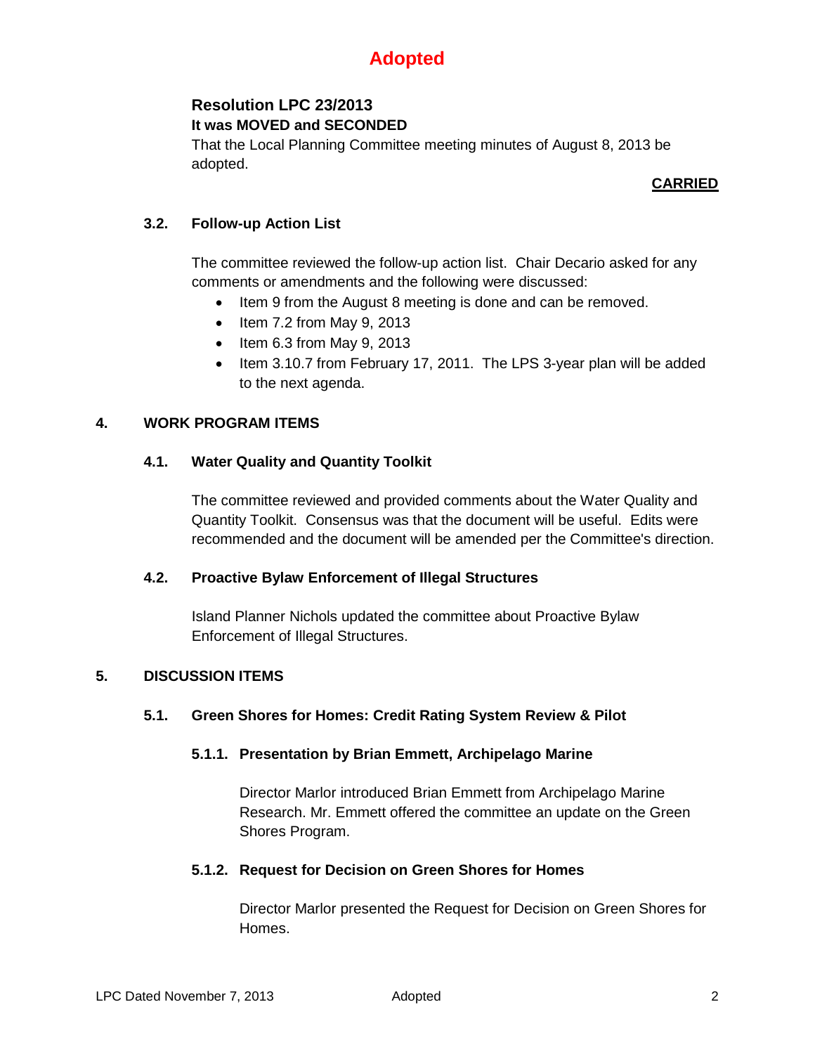# Adopted

**Resolution LPC 23/2013**
**It was MOVED and SECONDED**
That the Local Planning Committee meeting minutes of August 8, 2013 be adopted.

**CARRIED**

### 3.2. Follow-up Action List

The committee reviewed the follow-up action list. Chair Decario asked for any comments or amendments and the following were discussed:

- Item 9 from the August 8 meeting is done and can be removed.
- Item 7.2 from May 9, 2013
- Item 6.3 from May 9, 2013
- Item 3.10.7 from February 17, 2011. The LPS 3-year plan will be added to the next agenda.

## 4. WORK PROGRAM ITEMS

### 4.1. Water Quality and Quantity Toolkit

The committee reviewed and provided comments about the Water Quality and Quantity Toolkit. Consensus was that the document will be useful. Edits were recommended and the document will be amended per the Committee's direction.

### 4.2. Proactive Bylaw Enforcement of Illegal Structures

Island Planner Nichols updated the committee about Proactive Bylaw Enforcement of Illegal Structures.

## 5. DISCUSSION ITEMS

### 5.1. Green Shores for Homes: Credit Rating System Review & Pilot

#### 5.1.1. Presentation by Brian Emmett, Archipelago Marine

Director Marlor introduced Brian Emmett from Archipelago Marine Research. Mr. Emmett offered the committee an update on the Green Shores Program.

#### 5.1.2. Request for Decision on Green Shores for Homes

Director Marlor presented the Request for Decision on Green Shores for Homes.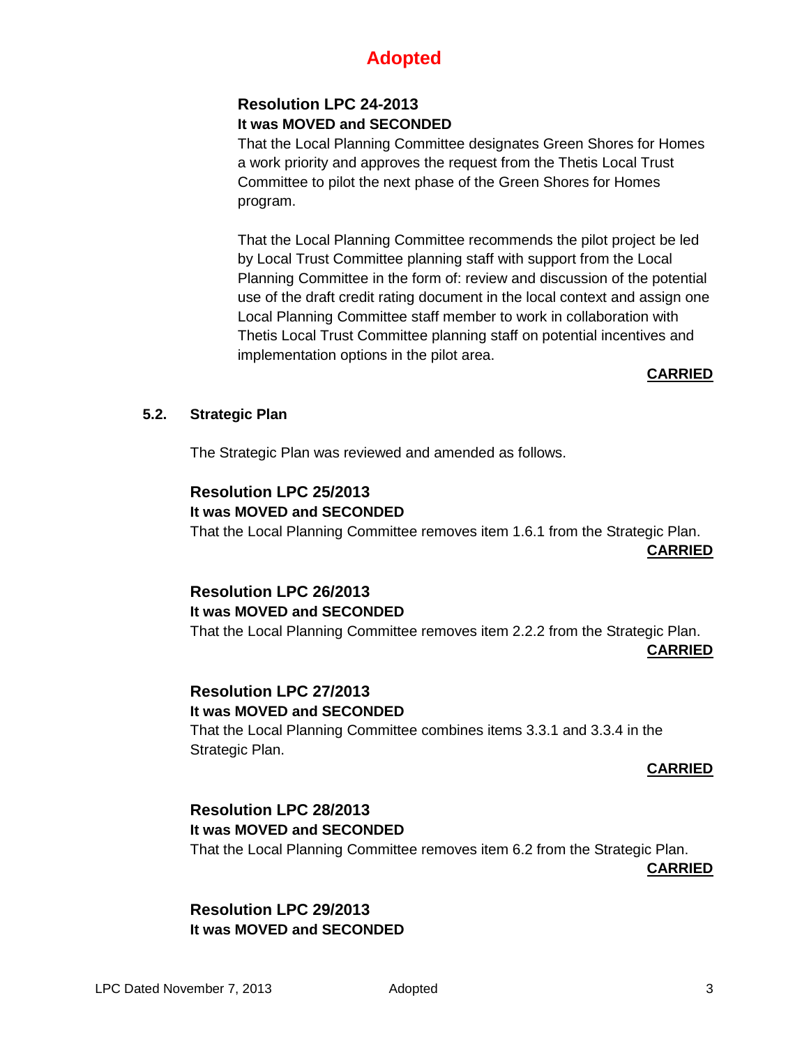**Adopted**

**Resolution LPC 24-2013**
**It was MOVED and SECONDED**
That the Local Planning Committee designates Green Shores for Homes a work priority and approves the request from the Thetis Local Trust Committee to pilot the next phase of the Green Shores for Homes program.

That the Local Planning Committee recommends the pilot project be led by Local Trust Committee planning staff with support from the Local Planning Committee in the form of: review and discussion of the potential use of the draft credit rating document in the local context and assign one Local Planning Committee staff member to work in collaboration with Thetis Local Trust Committee planning staff on potential incentives and implementation options in the pilot area.

**CARRIED**

### 5.2. Strategic Plan

The Strategic Plan was reviewed and amended as follows.

**Resolution LPC 25/2013**
**It was MOVED and SECONDED**
That the Local Planning Committee removes item 1.6.1 from the Strategic Plan.
**CARRIED**

**Resolution LPC 26/2013**
**It was MOVED and SECONDED**
That the Local Planning Committee removes item 2.2.2 from the Strategic Plan.
**CARRIED**

**Resolution LPC 27/2013**
**It was MOVED and SECONDED**
That the Local Planning Committee combines items 3.3.1 and 3.3.4 in the Strategic Plan.
**CARRIED**

**Resolution LPC 28/2013**
**It was MOVED and SECONDED**
That the Local Planning Committee removes item 6.2 from the Strategic Plan.
**CARRIED**

**Resolution LPC 29/2013**
**It was MOVED and SECONDED**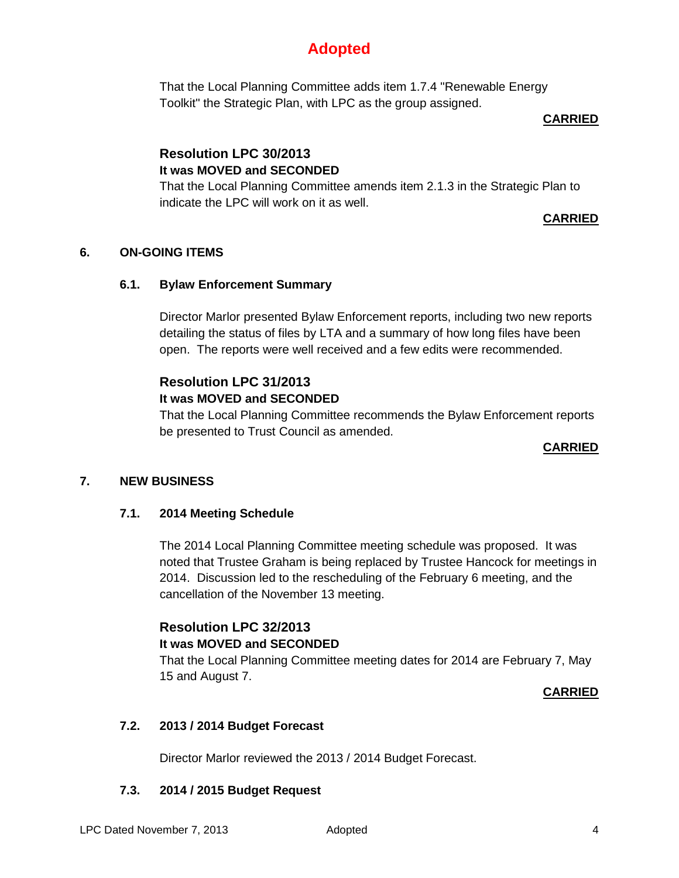**Adopted**

That the Local Planning Committee adds item 1.7.4 "Renewable Energy Toolkit" the Strategic Plan, with LPC as the group assigned.

**CARRIED**

### Resolution LPC 30/2013

**It was MOVED and SECONDED**

That the Local Planning Committee amends item 2.1.3 in the Strategic Plan to indicate the LPC will work on it as well.

**CARRIED**

## 6. ON-GOING ITEMS

### 6.1. Bylaw Enforcement Summary

Director Marlor presented Bylaw Enforcement reports, including two new reports detailing the status of files by LTA and a summary of how long files have been open. The reports were well received and a few edits were recommended.

### Resolution LPC 31/2013

**It was MOVED and SECONDED**

That the Local Planning Committee recommends the Bylaw Enforcement reports be presented to Trust Council as amended.

**CARRIED**

## 7. NEW BUSINESS

### 7.1. 2014 Meeting Schedule

The 2014 Local Planning Committee meeting schedule was proposed. It was noted that Trustee Graham is being replaced by Trustee Hancock for meetings in 2014. Discussion led to the rescheduling of the February 6 meeting, and the cancellation of the November 13 meeting.

### Resolution LPC 32/2013

**It was MOVED and SECONDED**

That the Local Planning Committee meeting dates for 2014 are February 7, May 15 and August 7.

**CARRIED**

### 7.2. 2013 / 2014 Budget Forecast

Director Marlor reviewed the 2013 / 2014 Budget Forecast.

### 7.3. 2014 / 2015 Budget Request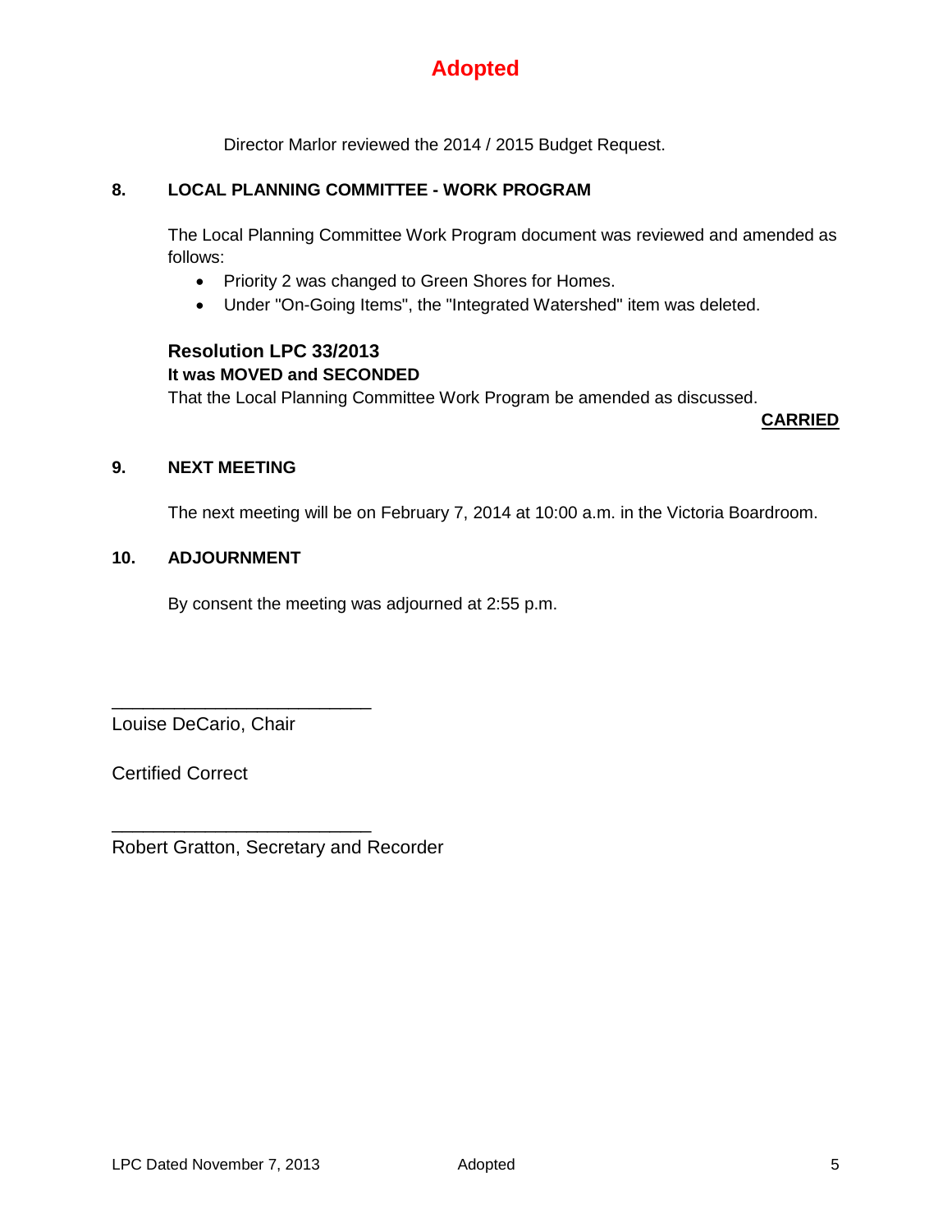**Adopted**

Director Marlor reviewed the 2014 / 2015 Budget Request.

## 8. LOCAL PLANNING COMMITTEE - WORK PROGRAM

The Local Planning Committee Work Program document was reviewed and amended as follows:

- Priority 2 was changed to Green Shores for Homes.
- Under "On-Going Items", the "Integrated Watershed" item was deleted.

### Resolution LPC 33/2013

**It was MOVED and SECONDED**

That the Local Planning Committee Work Program be amended as discussed.

**CARRIED**

## 9. NEXT MEETING

The next meeting will be on February 7, 2014 at 10:00 a.m. in the Victoria Boardroom.

## 10. ADJOURNMENT

By consent the meeting was adjourned at 2:55 p.m.

\_\_\_\_\_\_\_\_\_\_\_\_\_\_\_\_\_\_\_\_\_\_\_\_\_\_

Louise DeCario, Chair

Certified Correct

\_\_\_\_\_\_\_\_\_\_\_\_\_\_\_\_\_\_\_\_\_\_\_\_\_\_

Robert Gratton, Secretary and Recorder